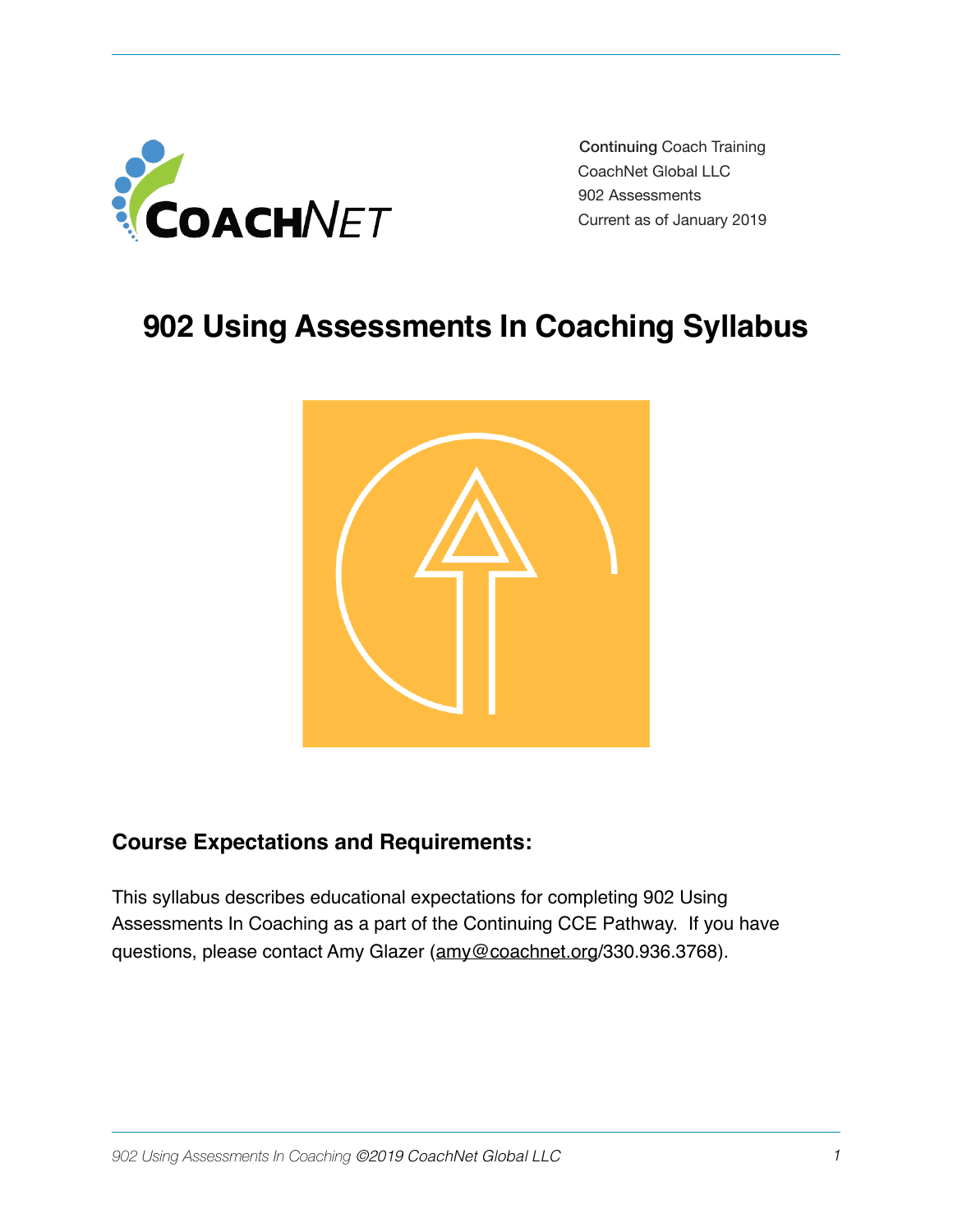Continuing Coach Training
CoachNet Global LLC
902 Assessments
Current as of January 2019

# 902 Using Assessments In Coaching Syllabus

## Course Expectations and Requirements:

This syllabus describes educational expectations for completing 902 Using Assessments In Coaching as a part of the Continuing CCE Pathway. If you have questions, please contact Amy Glazer (amy@coachnet.org/330.936.3768).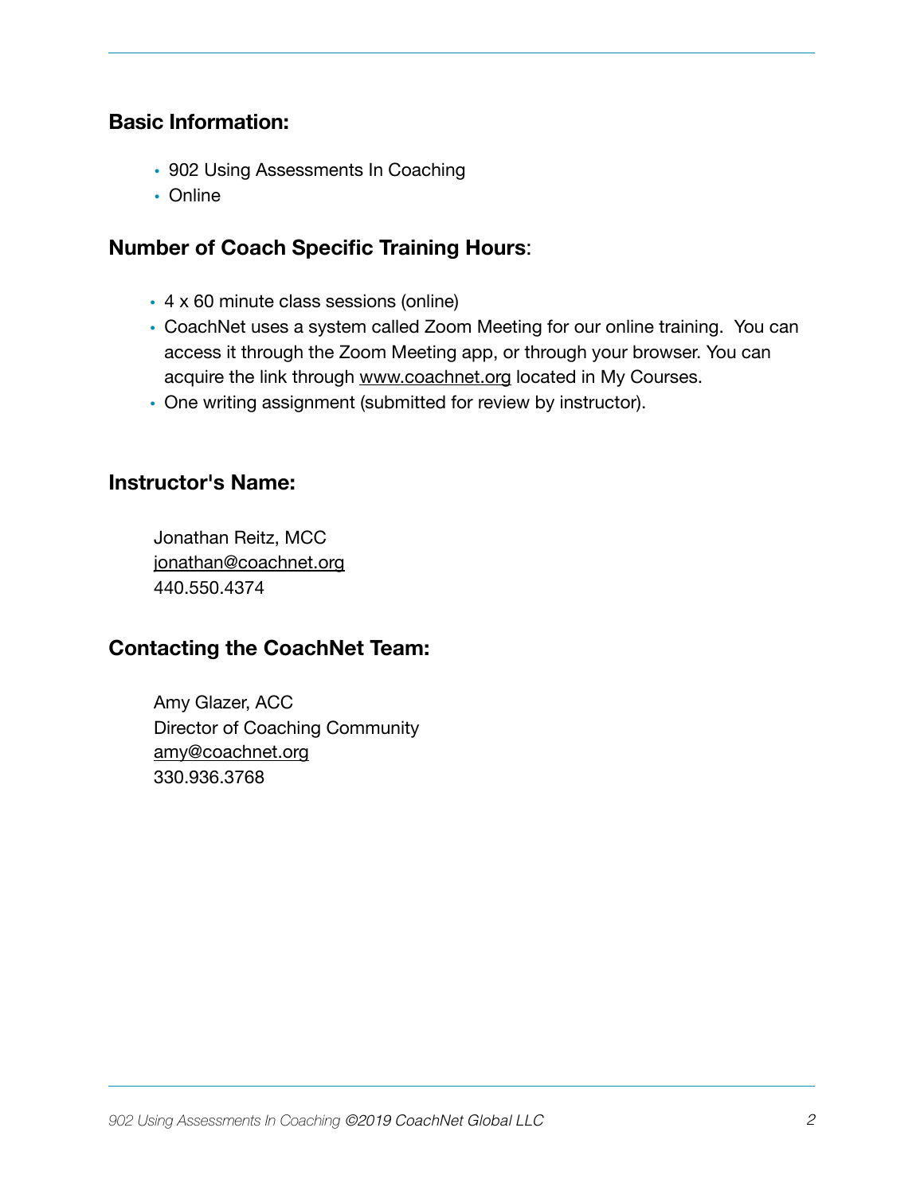## Basic Information:

- 902 Using Assessments In Coaching
- Online

## Number of Coach Specific Training Hours:

- 4 x 60 minute class sessions (online)
- CoachNet uses a system called Zoom Meeting for our online training. You can access it through the Zoom Meeting app, or through your browser. You can acquire the link through www.coachnet.org located in My Courses.
- One writing assignment (submitted for review by instructor).

## Instructor's Name:

Jonathan Reitz, MCC
jonathan@coachnet.org
440.550.4374

## Contacting the CoachNet Team:

Amy Glazer, ACC
Director of Coaching Community
amy@coachnet.org
330.936.3768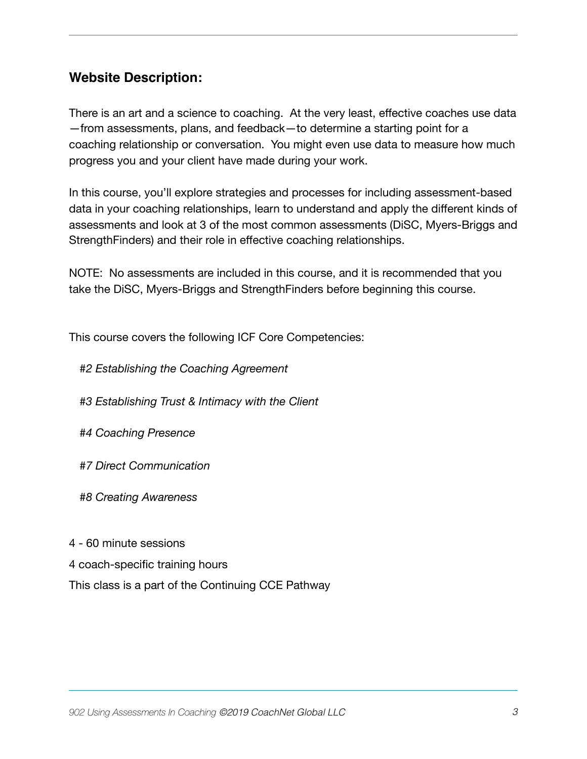## Website Description:

There is an art and a science to coaching. At the very least, effective coaches use data—from assessments, plans, and feedback—to determine a starting point for a coaching relationship or conversation. You might even use data to measure how much progress you and your client have made during your work.

In this course, you'll explore strategies and processes for including assessment-based data in your coaching relationships, learn to understand and apply the different kinds of assessments and look at 3 of the most common assessments (DiSC, Myers-Briggs and StrengthFinders) and their role in effective coaching relationships.

NOTE: No assessments are included in this course, and it is recommended that you take the DiSC, Myers-Briggs and StrengthFinders before beginning this course.

This course covers the following ICF Core Competencies:

*#2 Establishing the Coaching Agreement*

*#3 Establishing Trust & Intimacy with the Client*

*#4 Coaching Presence*

*#7 Direct Communication*

*#8 Creating Awareness*

4 - 60 minute sessions

4 coach-specific training hours

This class is a part of the Continuing CCE Pathway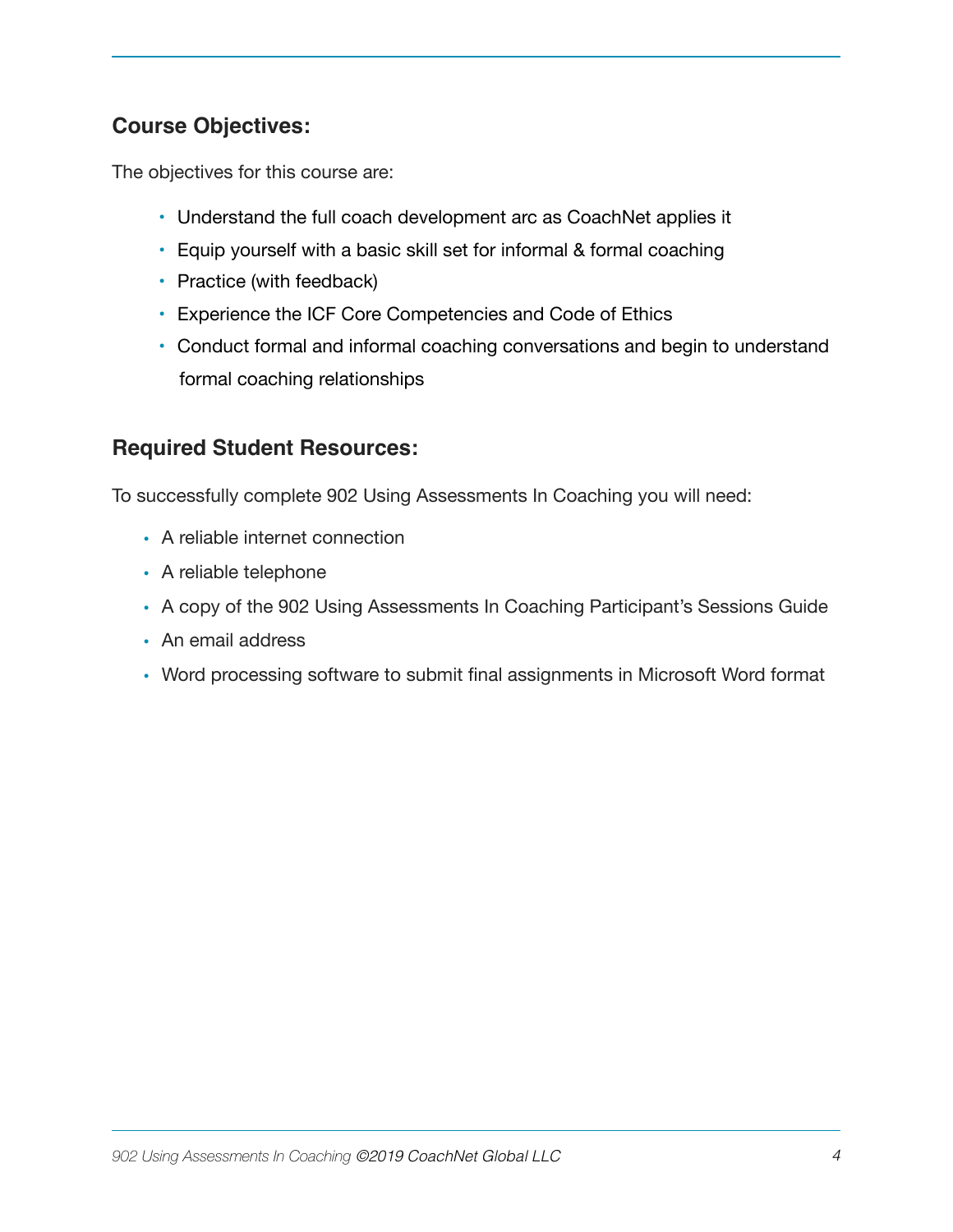## Course Objectives:

The objectives for this course are:

- Understand the full coach development arc as CoachNet applies it
- Equip yourself with a basic skill set for informal & formal coaching
- Practice (with feedback)
- Experience the ICF Core Competencies and Code of Ethics
- Conduct formal and informal coaching conversations and begin to understand formal coaching relationships

## Required Student Resources:

To successfully complete 902 Using Assessments In Coaching you will need:

- A reliable internet connection
- A reliable telephone
- A copy of the 902 Using Assessments In Coaching Participant's Sessions Guide
- An email address
- Word processing software to submit final assignments in Microsoft Word format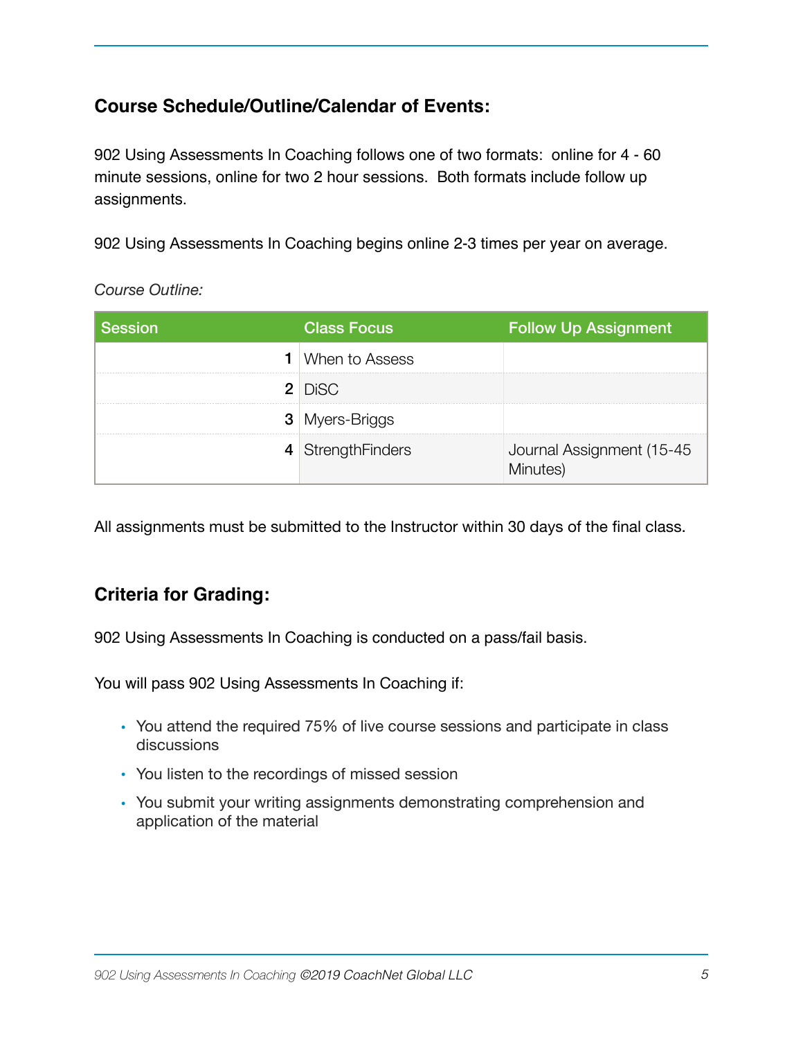## Course Schedule/Outline/Calendar of Events:

902 Using Assessments In Coaching follows one of two formats: online for 4 - 60 minute sessions, online for two 2 hour sessions. Both formats include follow up assignments.

902 Using Assessments In Coaching begins online 2-3 times per year on average.

*Course Outline:*

| Session | Class Focus | Follow Up Assignment |
|---|---|---|
| 1 | When to Assess | |
| 2 | DiSC | |
| 3 | Myers-Briggs | |
| 4 | StrengthFinders | Journal Assignment (15-45 Minutes) |

All assignments must be submitted to the Instructor within 30 days of the final class.

## Criteria for Grading:

902 Using Assessments In Coaching is conducted on a pass/fail basis.

You will pass 902 Using Assessments In Coaching if:

- You attend the required 75% of live course sessions and participate in class discussions
- You listen to the recordings of missed session
- You submit your writing assignments demonstrating comprehension and application of the material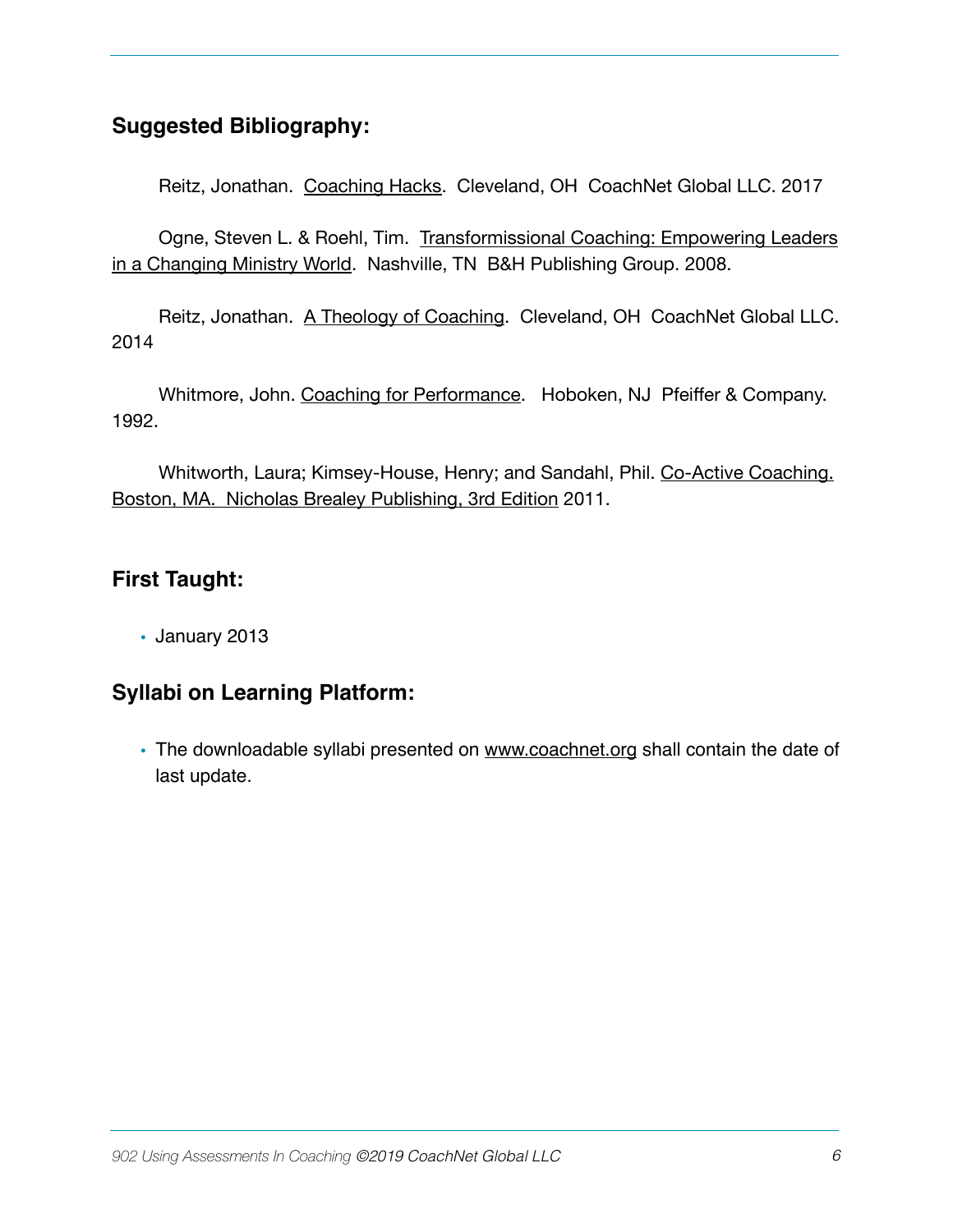## Suggested Bibliography:

Reitz, Jonathan. Coaching Hacks. Cleveland, OH CoachNet Global LLC. 2017

Ogne, Steven L. & Roehl, Tim. Transformissional Coaching: Empowering Leaders in a Changing Ministry World. Nashville, TN B&H Publishing Group. 2008.

Reitz, Jonathan. A Theology of Coaching. Cleveland, OH CoachNet Global LLC. 2014

Whitmore, John. Coaching for Performance. Hoboken, NJ Pfeiffer & Company. 1992.

Whitworth, Laura; Kimsey-House, Henry; and Sandahl, Phil. Co-Active Coaching. Boston, MA. Nicholas Brealey Publishing, 3rd Edition 2011.

## First Taught:

- January 2013

## Syllabi on Learning Platform:

- The downloadable syllabi presented on www.coachnet.org shall contain the date of last update.